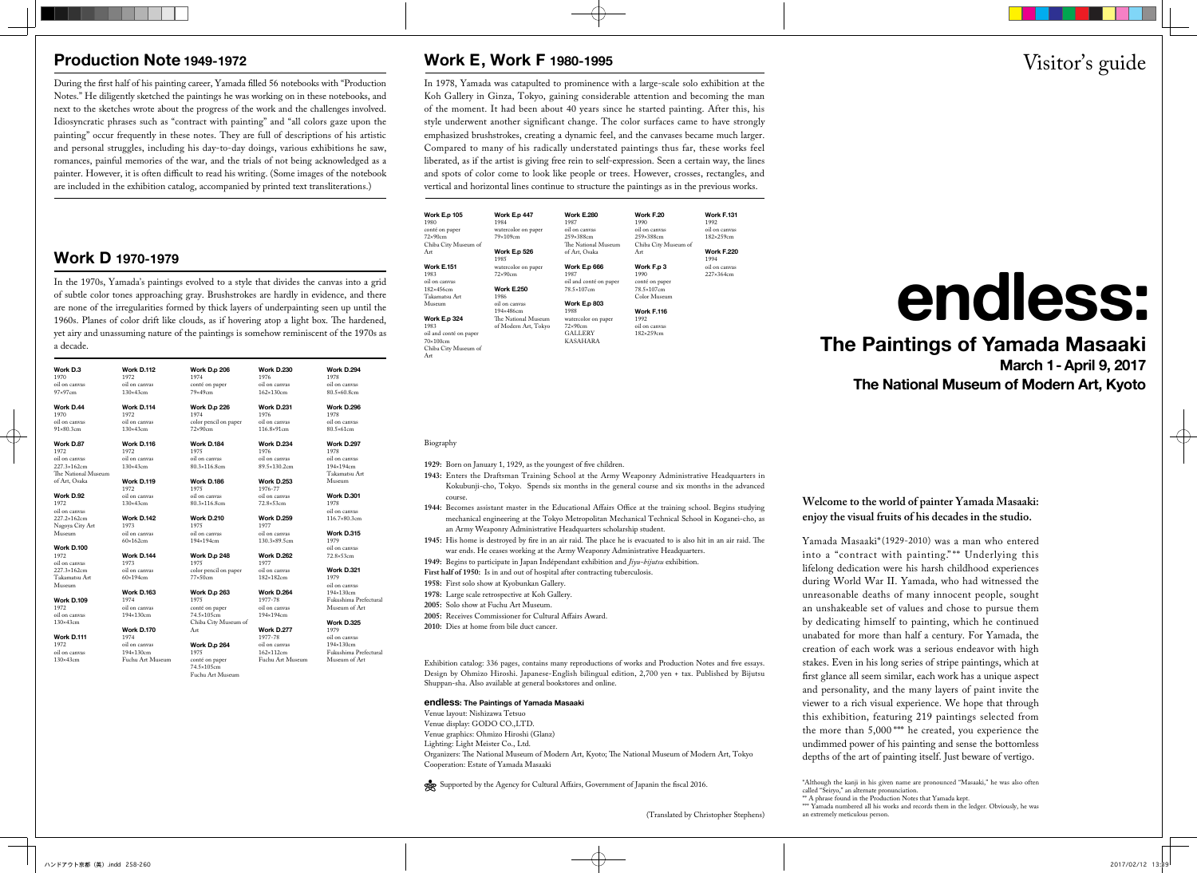# Visitor's guide

# endless:

## The Paintings of Yamada Masaaki

**March 1 - April 9, 2017**

**The National Museum of Modern Art, Kyoto**

**Welcome to the world of painter Yamada Masaaki: enjoy the visual fruits of his decades in the studio.**

Yamada Masaaki* (1929-2010) was a man who entered into a "contract with painting."** Underlying this lifelong dedication were his harsh childhood experiences during World War II. Yamada, who had witnessed the unreasonable deaths of many innocent people, sought an unshakeable set of values and chose to pursue them by dedicating himself to painting, which he continued unabated for more than half a century. For Yamada, the creation of each work was a serious endeavor with high stakes. Even in his long series of stripe paintings, which at first glance all seem similar, each work has a unique aspect and personality, and the many layers of paint invite the viewer to a rich visual experience. We hope that through this exhibition, featuring 219 paintings selected from the more than 5,000 *** he created, you experience the undimmed power of his painting and sense the bottomless depths of the art of painting itself. Just beware of vertigo.

*Although the kanji in his given name are pronounced "Masaaki," he was also often called "Seiryo," an alternate pronunciation.
** A phrase found in the Production Notes that Yamada kept.
*** Yamada numbered all his works and records them in the ledger. Obviously, he was an extremely meticulous person.

## Production Note 1949-1972

During the first half of his painting career, Yamada filled 56 notebooks with "Production Notes." He diligently sketched the paintings he was working on in these notebooks, and next to the sketches wrote about the progress of the work and the challenges involved. Idiosyncratic phrases such as "contract with painting" and "all colors gaze upon the painting" occur frequently in these notes. They are full of descriptions of his artistic and personal struggles, including his day-to-day doings, various exhibitions he saw, romances, painful memories of the war, and the trials of not being acknowledged as a painter. However, it is often difficult to read his writing. (Some images of the notebook are included in the exhibition catalog, accompanied by printed text transliterations.)

## Work D 1970-1979

In the 1970s, Yamada's paintings evolved to a style that divides the canvas into a grid of subtle color tones approaching gray. Brushstrokes are hardly in evidence, and there are none of the irregularities formed by thick layers of underpainting seen up until the 1960s. Planes of color drift like clouds, as if hovering atop a light box. The hardened, yet airy and unassuming nature of the paintings is somehow reminiscent of the 1970s as a decade.

**Work D.3**
1970
oil on canvas
97×97cm

**Work D.44**
1970
oil on canvas
91×80.3cm

**Work D.87**
1972
oil on canvas
227.3×162cm
The National Museum of Art, Osaka

**Work D.92**
1972
oil on canvas
227.2×162cm
Nagoya City Art Museum

**Work D.100**
1972
oil on canvas
227.3×162cm
Takamatsu Art Museum

**Work D.109**
1972
oil on canvas
130×43cm

**Work D.111**
1972
oil on canvas
130×43cm

**Work D.112**
1972
oil on canvas
130×43cm

**Work D.114**
1972
oil on canvas
130×43cm

**Work D.116**
1972
oil on canvas
130×43cm

**Work D.119**
1972
oil on canvas
130×43cm

**Work D.142**
1973
oil on canvas
60×162cm

**Work D.144**
1973
oil on canvas
60×194cm

**Work D.163**
1974
oil on canvas
194×130cm

**Work D.170**
1974
oil on canvas
194×130cm
Fuchu Art Museum

**Work D.p 206**
1974
conté on paper
79×49cm

**Work D.p 226**
1974
color pencil on paper
72×90cm

**Work D.184**
1975
oil on canvas
80.3×116.8cm

**Work D.186**
1975
oil on canvas
80.3×116.8cm

**Work D.210**
1975
oil on canvas
194×194cm

**Work D.p 248**
1975
color pencil on paper
77×50cm

**Work D.p 263**
1975
conté on paper
74.5×105cm
Chiba City Museum of Art

**Work D.p 264**
1975
conté on paper
74.5×105cm
Fuchu Art Museum

**Work D.230**
1976
oil on canvas
162×130cm

**Work D.231**
1976
oil on canvas
116.8×91cm

**Work D.234**
1976
oil on canvas
89.5×130.2cm

**Work D.253**
1976-77
oil on canvas
72.8×53cm

**Work D.259**
1977
oil on canvas
130.3×89.5cm

**Work D.262**
1977
oil on canvas
182×182cm

**Work D.264**
1977-78
oil on canvas
194×194cm

**Work D.277**
1977-78
oil on canvas
162×112cm
Fuchu Art Museum

**Work D.294**
1978
oil on canvas
80.5×60.8cm

**Work D.296**
1978
oil on canvas
80.5×61cm

**Work D.297**
1978
oil on canvas
194×194cm
Takamatsu Art Museum

**Work D.301**
1978
oil on canvas
116.7×80.3cm

**Work D.315**
1979
oil on canvas
72.8×53cm

**Work D.321**
1979
oil on canvas
194×130cm
Fukushima Prefectural Museum of Art

**Work D.325**
1979
oil on canvas
194×130cm
Fukushima Prefectural Museum of Art

## Work E, Work F 1980-1995

In 1978, Yamada was catapulted to prominence with a large-scale solo exhibition at the Koh Gallery in Ginza, Tokyo, gaining considerable attention and becoming the man of the moment. It had been about 40 years since he started painting. After this, his style underwent another significant change. The color surfaces came to have strongly emphasized brushstrokes, creating a dynamic feel, and the canvases became much larger. Compared to many of his radically understated paintings thus far, these works feel liberated, as if the artist is giving free rein to self-expression. Seen a certain way, the lines and spots of color come to look like people or trees. However, crosses, rectangles, and vertical and horizontal lines continue to structure the paintings as in the previous works.

**Work E.p 105**
1980
conté on paper
72×90cm
Chiba City Museum of Art

**Work E.151**
1983
oil on canvas
182×456cm
Takamatsu Art Museum

**Work E.p 324**
1983
oil and conté on paper
70×100cm
Chiba City Museum of Art

**Work E.p 447**
1984
watercolor on paper
79×109cm

**Work E.p 526**
1985
watercolor on paper
72×90cm

**Work E.250**
1986
oil on canvas
194×486cm
The National Museum of Modern Art, Tokyo

**Work E.280**
1987
oil on canvas
259×388cm
The National Museum of Art, Osaka

**Work E.p 666**
1987
oil and conté on paper
78.5×107cm

**Work E.p 803**
1988
watercolor on paper
72×90cm
GALLERY KASAHARA

**Work F.20**
1990
oil on canvas
259×388cm
Chiba City Museum of Art

**Work F.p 3**
1990
conté on paper
78.5×107cm
Color Museum

**Work F.116**
1992
oil on canvas
182×259cm

**Work F.131**
1992
oil on canvas
182×259cm

**Work F.220**
1994
oil on canvas
227×364cm

Biography

**1929:** Born on January 1, 1929, as the youngest of five children.
**1943:** Enters the Draftsman Training School at the Army Weaponry Administrative Headquarters in Kokubunji-cho, Tokyo. Spends six months in the general course and six months in the advanced course.
**1944:** Becomes assistant master in the Educational Affairs Office at the training school. Begins studying mechanical engineering at the Tokyo Metropolitan Mechanical Technical School in Koganei-cho, as an Army Weaponry Administrative Headquarters scholarship student.
**1945:** His home is destroyed by fire in an air raid. The place he is evacuated to is also hit in an air raid. The war ends. He ceases working at the Army Weaponry Administrative Headquarters.
**1949:** Begins to participate in Japan Indépendant exhibition and *Jiyu-bijutsu* exhibition.
**First half of 1950:** Is in and out of hospital after contracting tuberculosis.
**1958:** First solo show at Kyobunkan Gallery.
**1978:** Large scale retrospective at Koh Gallery.
**2005:** Solo show at Fuchu Art Museum.
**2005:** Receives Commissioner for Cultural Affairs Award.
**2010:** Dies at home from bile duct cancer.

Exhibition catalog: 336 pages, contains many reproductions of works and Production Notes and five essays. Design by Ohmizo Hiroshi. Japanese-English bilingual edition, 2,700 yen + tax. Published by Bijutsu Shuppan-sha. Also available at general bookstores and online.

**endless: The Paintings of Yamada Masaaki**
Venue layout: Nishizawa Tetsuo
Venue display: GODO CO.,LTD.
Venue graphics: Ohmizo Hiroshi (Glanz)
Lighting: Light Meister Co., Ltd.
Organizers: The National Museum of Modern Art, Kyoto; The National Museum of Modern Art, Tokyo
Cooperation: Estate of Yamada Masaaki

Supported by the Agency for Cultural Affairs, Government of Japanin the fiscal 2016.

(Translated by Christopher Stephens)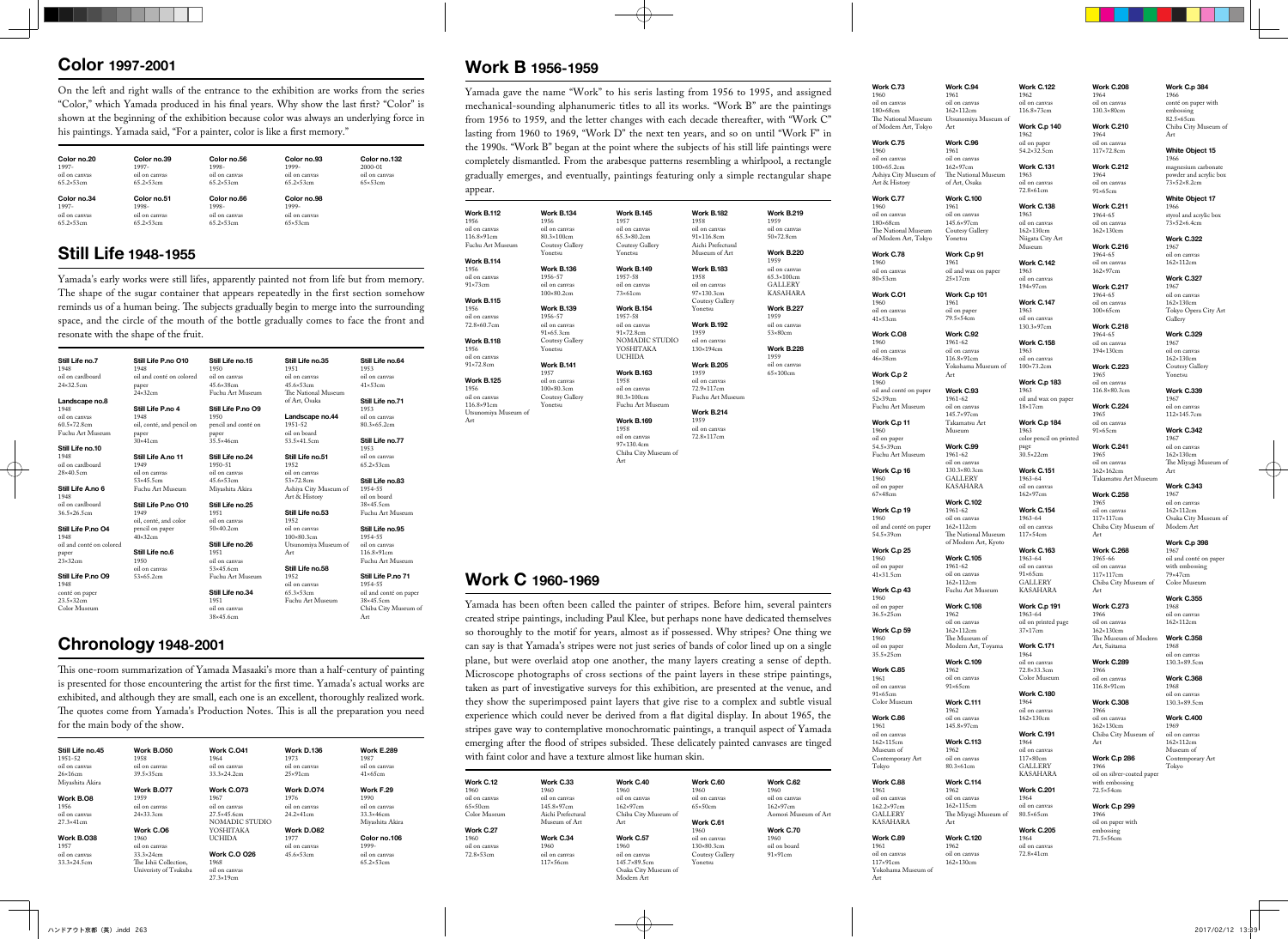## Color 1997-2001

On the left and right walls of the entrance to the exhibition are works from the series "Color," which Yamada produced in his final years. Why show the last first? "Color" is shown at the beginning of the exhibition because color was always an underlying force in his paintings. Yamada said, "For a painter, color is like a first memory."

**Color no.20**
1997-
oil on canvas
65.2×53cm

**Color no.34**
1997-
oil on canvas
65.2×53cm

**Color no.39**
1997-
oil on canvas
65.2×53cm

**Color no.51**
1998-
oil on canvas
65.2×53cm

**Color no.56**
1998-
oil on canvas
65.2×53cm

**Color no.66**
1998-
oil on canvas
65.2×53cm

**Color no.93**
1999-
oil on canvas
65.2×53cm

**Color no.98**
1999-
oil on canvas
65×53cm

**Color no.132**
2000-01
oil on canvas
65×53cm

## Still Life 1948-1955

Yamada's early works were still lifes, apparently painted not from life but from memory. The shape of the sugar container that appears repeatedly in the first section somehow reminds us of a human being. The subjects gradually begin to merge into the surrounding space, and the circle of the mouth of the bottle gradually comes to face the front and resonate with the shape of the fruit.

**Still Life no.7**
1948
oil on cardboard
24×32.5cm

**Landscape no.8**
1948
oil on canvas
60.5×72.8cm
Fuchu Art Museum

**Still Life no.10**
1948
oil on cardboard
28×40.5cm

**Still Life A.no 6**
1948
oil on cardboard
36.5×26.5cm

**Still Life P.no O4**
1948
oil and conté on colored paper
23×32cm

**Still Life P.no O9**
1948
conté on paper
23.5×32cm
Color Museum

**Still Life P.no O10**
1948
oil and conté on colored paper
24×32cm

**Still Life P.no 4**
1948
oil, conté, and pencil on paper
30×41cm

**Still Life A.no 11**
1949
oil on canvas
53×45.5cm
Fuchu Art Museum

**Still Life P.no O10**
1949
oil, conté, and color pencil on paper
40×32cm

**Still Life no.6**
1950
oil on canvas
53×65.2cm

**Still Life no.15**
1950
oil on canvas
45.6×38cm
Fuchu Art Museum

**Still Life P.no O9**
1950
pencil and conté on paper
35.5×46cm

**Still Life no.24**
1950-51
oil on canvas
45.6×53cm
Miyashita Akira

**Still Life no.25**
1951
oil on canvas
50×40.2cm

**Still Life no.26**
1951
oil on canvas
53×45.6cm
Fuchu Art Museum

**Still Life no.34**
1951
oil on canvas
38×45.6cm

**Still Life no.35**
1951
oil on canvas
45.6×53cm
The National Museum of Art, Osaka

**Landscape no.44**
1951-52
oil on board
53.5×41.5cm

**Still Life no.51**
1952
oil on canvas
53×72.8cm
Ashiya City Museum of Art & History

**Still Life no.53**
1952
oil on canvas
100×80.3cm
Utsunomiya Museum of Art

**Still Life no.58**
1952
oil on canvas
65.3×53cm
Fuchu Art Museum

**Still Life no.64**
1953
oil on canvas
41×53cm

**Still Life no.71**
1953
oil on canvas
80.3×65.2cm

**Still Life no.77**
1953
oil on canvas
65.2×53cm

**Still Life no.83**
1954-55
oil on board
38×45.5cm
Fuchu Art Museum

**Still Life no.95**
1954-55
oil on canvas
116.8×91cm
Fuchu Art Museum

**Still Life P.no 71**
1954-55
oil and conté on paper
38×45.5cm
Chiba City Museum of Art

## Chronology 1948-2001

This one-room summarization of Yamada Masaaki's more than a half-century of painting is presented for those encountering the artist for the first time. Yamada's actual works are exhibited, and although they are small, each one is an excellent, thoroughly realized work. The quotes come from Yamada's Production Notes. This is all the preparation you need for the main body of the show.

**Still Life no.45**
1951-52
oil on canvas
26×16cm
Miyashita Akira

**Work B.O8**
1956
oil on canvas
27.3×41cm

**Work B.O38**
1957
oil on canvas
33.3×24.5cm

**Work B.O50**
1958
oil on canvas
39.5×35cm

**Work B.O77**
1959
oil on canvas
24×33.3cm

**Work C.O6**
1960
oil on canvas
33.3×24cm
The Ishii Collection, Univeristy of Tsukuba

**Work C.O41**
1964
oil on canvas
33.3×24.2cm

**Work C.O73**
1967
oil on canvas
27.5×45.6cm
NOMADIC STUDIO YOSHITAKA UCHIDA

**Work C.O O26**
1968
oil on canvas
27.3×19cm

**Work D.136**
1973
oil on canvas
25×91cm

**Work D.O74**
1976
oil on canvas
24.2×41cm

**Work D.O82**
1977
oil on canvas
45.6×53cm

**Work E.289**
1987
oil on canvas
41×65cm

**Work F.29**
1990
oil on canvas
33.3×46cm
Miyashita Akira

**Color no.106**
1999-
oil on canvas
65.2×53cm

## Work B 1956-1959

Yamada gave the name "Work" to his seris lasting from 1956 to 1995, and assigned mechanical-sounding alphanumeric titles to all its works. "Work B" are the paintings from 1956 to 1959, and the letter changes with each decade thereafter, with "Work C" lasting from 1960 to 1969, "Work D" the next ten years, and so on until "Work F" in the 1990s. "Work B" began at the point where the subjects of his still life paintings were completely dismantled. From the arabesque patterns resembling a whirlpool, a rectangle gradually emerges, and eventually, paintings featuring only a simple rectangular shape appear.

**Work B.112**
1956
oil on canvas
116.8×91cm
Fuchu Art Museum

**Work B.114**
1956
oil on canvas
91×73cm

**Work B.115**
1956
oil on canvas
72.8×60.7cm

**Work B.118**
1956
oil on canvas
91×72.8cm

**Work B.125**
1956
oil on canvas
116.8×91cm
Utsunomiya Museum of Art

**Work B.134**
1956
oil on canvas
80.3×100cm
Coutesy Gallery Yonetsu

**Work B.136**
1956-57
oil on canvas
100×80.2cm

**Work B.139**
1956-57
oil on canvas
91×65.3cm
Coutesy Gallery Yonetsu

**Work B.141**
1957
oil on canvas
100×80.3cm
Coutesy Gallery Yonetsu

**Work B.145**
1957
oil on canvas
65.3×80.2cm
Coutesy Gallery Yonetsu

**Work B.149**
1957-58
oil on canvas
73×61cm

**Work B.154**
1957-58
oil on canvas
91×72.8cm
NOMADIC STUDIO YOSHITAKA UCHIDA

**Work B.163**
1958
oil on canvas
80.3×100cm
Fuchu Art Museum

**Work B.169**
1958
oil on canvas
97×130.4cm
Chiba City Museum of Art

**Work B.182**
1958
oil on canvas
91×116.8cm
Aichi Prefectural Museum of Art

**Work B.183**
1958
oil on canvas
97×130.3cm
Coutesy Gallery Yonetsu

**Work B.192**
1959
oil on canvas
130×194cm

**Work B.205**
1959
oil on canvas
72.9×117cm
Fuchu Art Museum

**Work B.214**
1959
oil on canvas
72.8×117cm

**Work B.219**
1959
oil on canvas
50×72.8cm

**Work B.220**
1959
oil on canvas
65.3×100cm
GALLERY KASAHARA

**Work B.227**
1959
oil on canvas
53×80cm

**Work B.228**
1959
oil on canvas
65×100cm

## Work C 1960-1969

Yamada has been often been called the painter of stripes. Before him, several painters created stripe paintings, including Paul Klee, but perhaps none have dedicated themselves so thoroughly to the motif for years, almost as if possessed. Why stripes? One thing we can say is that Yamada's stripes were not just series of bands of color lined up on a single plane, but were overlaid atop one another, the many layers creating a sense of depth. Microscope photographs of cross sections of the paint layers in these stripe paintings, taken as part of investigative surveys for this exhibition, are presented at the venue, and they show the superimposed paint layers that give rise to a complex and subtle visual experience which could never be derived from a flat digital display. In about 1965, the stripes gave way to contemplative monochromatic paintings, a tranquil aspect of Yamada emerging after the flood of stripes subsided. These delicately painted canvases are tinged with faint color and have a texture almost like human skin.

**Work C.12**
1960
oil on canvas
65×50cm
Color Museum

**Work C.27**
1960
oil on canvas
72.8×53cm

**Work C.33**
1960
oil on canvas
145.8×97cm
Aichi Prefectural Museum of Art

**Work C.34**
1960
oil on canvas
117×56cm

**Work C.40**
1960
oil on canvas
162×97cm
Chiba City Museum of Art

**Work C.57**
1960
oil on canvas
145.7×89.5cm
Osaka City Museum of Modern Art

**Work C.60**
1960
oil on canvas
65×50cm

**Work C.61**
1960
oil on canvas
130×80.3cm
Coutesy Gallery Yonetsu

**Work C.62**
1960
oil on canvas
162×97cm
Aomori Museum of Art

**Work C.70**
1960
oil on board
91×91cm

**Work C.73**
1960
oil on canvas
180×68cm
The National Museum of Modern Art, Tokyo

**Work C.75**
1960
oil on canvas
100×65.2cm
Ashiya City Museum of Art & History

**Work C.77**
1960
oil on canvas
180×68cm
The National Museum of Modern Art, Tokyo

**Work C.78**
1960
oil on canvas
80×53cm

**Work C.O1**
1960
oil on canvas
41×53cm

**Work C.O8**
1960
oil on canvas
46×38cm

**Work C.p 2**
1960
oil and conté on paper
52×39cm
Fuchu Art Museum

**Work C.p 11**
1960
oil on paper
54.5×39cm
Fuchu Art Museum

**Work C.p 16**
1960
oil on paper
67×48cm

**Work C.p 19**
1960
oil and conté on paper
54.5×39cm

**Work C.p 25**
1960
oil on paper
41×31.5cm

**Work C.p 43**
1960
oil on paper
36.5×25cm

**Work C.p 59**
1960
oil on paper
35.5×25cm

**Work C.85**
1961
oil on canvas
91×65cm
Color Museum

**Work C.86**
1961
oil on canvas
162×115cm
Museum of Contemporary Art Tokyo

**Work C.88**
1961
oil on canvas
162.2×97cm
GALLERY KASAHARA

**Work C.89**
1961
oil on canvas
117×91cm
Yokohama Museum of Art

**Work C.94**
1961
oil on canvas
162×112cm
Utsunomiya Museum of Art

**Work C.96**
1961
oil on canvas
162×97cm
The National Museum of Art, Osaka

**Work C.100**
1961
oil on canvas
145.6×97cm
Coutesy Gallery Yonetsu

**Work C.p 91**
1961
oil and wax on paper
25×17cm

**Work C.p 101**
1961
oil on paper
79.5×54cm

**Work C.92**
1961-62
oil on canvas
116.8×91cm
Yokohama Museum of Art

**Work C.93**
1961-62
oil on canvas
145.7×97cm
Takamatsu Art Museum

**Work C.99**
1961-62
oil on canvas
130.3×80.3cm
GALLERY KASAHARA

**Work C.102**
1961-62
oil on canvas
162×112cm
The National Museum of Modern Art, Kyoto

**Work C.105**
1961-62
oil on canvas
162×112cm
Fuchu Art Museum

**Work C.108**
1962
oil on canvas
162×112cm
The Museum of Modern Art, Toyama

**Work C.109**
1962
oil on canvas
91×65cm

**Work C.111**
1962
oil on canvas
145.8×97cm

**Work C.113**
1962
oil on canvas
80.3×61cm

**Work C.114**
1962
oil on canvas
162×115cm
The Miyagi Museum of Art

**Work C.120**
1962
oil on canvas
162×130cm

**Work C.122**
1962
oil on canvas
116.8×73cm

**Work C.p 140**
1962
oil on paper
54.2×32.5cm

**Work C.131**
1963
oil on canvas
72.8×61cm

**Work C.138**
1963
oil on canvas
162×130cm
Niigata City Art Museum

**Work C.142**
1963
oil on canvas
194×97cm

**Work C.147**
1963
oil on canvas
130.3×97cm

**Work C.158**
1963
oil on canvas
100×73.2cm

**Work C.p 183**
1963
oil and wax on paper
18×17cm

**Work C.p 184**
1963
color pencil on printed page
30.5×22cm

**Work C.151**
1963-64
oil on canvas
162×97cm

**Work C.154**
1963-64
oil on canvas
117×54cm

**Work C.163**
1963-64
oil on canvas
91×65cm
GALLERY KASAHARA

**Work C.p 191**
1963-64
oil on printed page
37×17cm

**Work C.171**
1964
oil on canvas
72.8×33.3cm
Color Museum

**Work C.180**
1964
oil on canvas
162×130cm

**Work C.191**
1964
oil on canvas
117×80cm
GALLERY KASAHARA

**Work C.201**
1964
oil on canvas
80.5×65cm

**Work C.205**
1964
oil on canvas
72.8×41cm

**Work C.208**
1964
oil on canvas
130.3×80cm

**Work C.210**
1964
oil on canvas
117×72.8cm

**Work C.212**
1964
oil on canvas
91×65cm

**Work C.211**
1964-65
oil on canvas
162×130cm

**Work C.216**
1964-65
oil on canvas
162×97cm

**Work C.217**
1964-65
oil on canvas
100×65cm

**Work C.218**
1964-65
oil on canvas
194×130cm

**Work C.223**
1965
oil on canvas
116.8×80.3cm

**Work C.224**
1965
oil on canvas
91×65cm

**Work C.241**
1965
oil on canvas
162×162cm
Takamatsu Art Museum

**Work C.258**
1965
oil on canvas
117×117cm
Chiba City Museum of Art

**Work C.268**
1965-66
oil on canvas
117×117cm
Chiba City Museum of Art

**Work C.273**
1966
oil on canvas
162×130cm
The Museum of Modern Art, Saitama

**Work C.289**
1966
oil on canvas
116.8×91cm

**Work C.308**
1966
oil on canvas
162×130cm
Chiba City Museum of Art

**Work C.p 286**
1966
oil on silver-coated paper with embossing
72.5×54cm

**Work C.p 299**
1966
oil on paper with embossing
71.5×56cm

**Work C.p 384**
1966
conté on paper with embossing
82.5×65cm
Chiba City Museum of Art

**White Object 15**
1966
magnesium carbonate powder and acrylic box
73×52×8.2cm

**White Object 17**
1966
styrol and acrylic box
73×52×6.4cm

**Work C.322**
1967
oil on canvas
162×112cm

**Work C.327**
1967
oil on canvas
162×130cm
Tokyo Opera City Art Gallery

**Work C.329**
1967
oil on canvas
162×130cm
Coutesy Gallery Yonetsu

**Work C.339**
1967
oil on canvas
112×145.7cm

**Work C.342**
1967
oil on canvas
162×130cm
The Miyagi Museum of Art

**Work C.343**
1967
oil on canvas
162×112cm
Osaka City Museum of Modern Art

**Work C.p 398**
1967
oil and conté on paper with embossing
79×47cm
Color Museum

**Work C.355**
1968
oil on canvas
162×112cm

**Work C.358**
1968
oil on canvas
130.3×89.5cm

**Work C.368**
1968
oil on canvas
130.3×89.5cm

**Work C.400**
1969
oil on canvas
162×112cm
Museum of Contemporary Art Tokyo